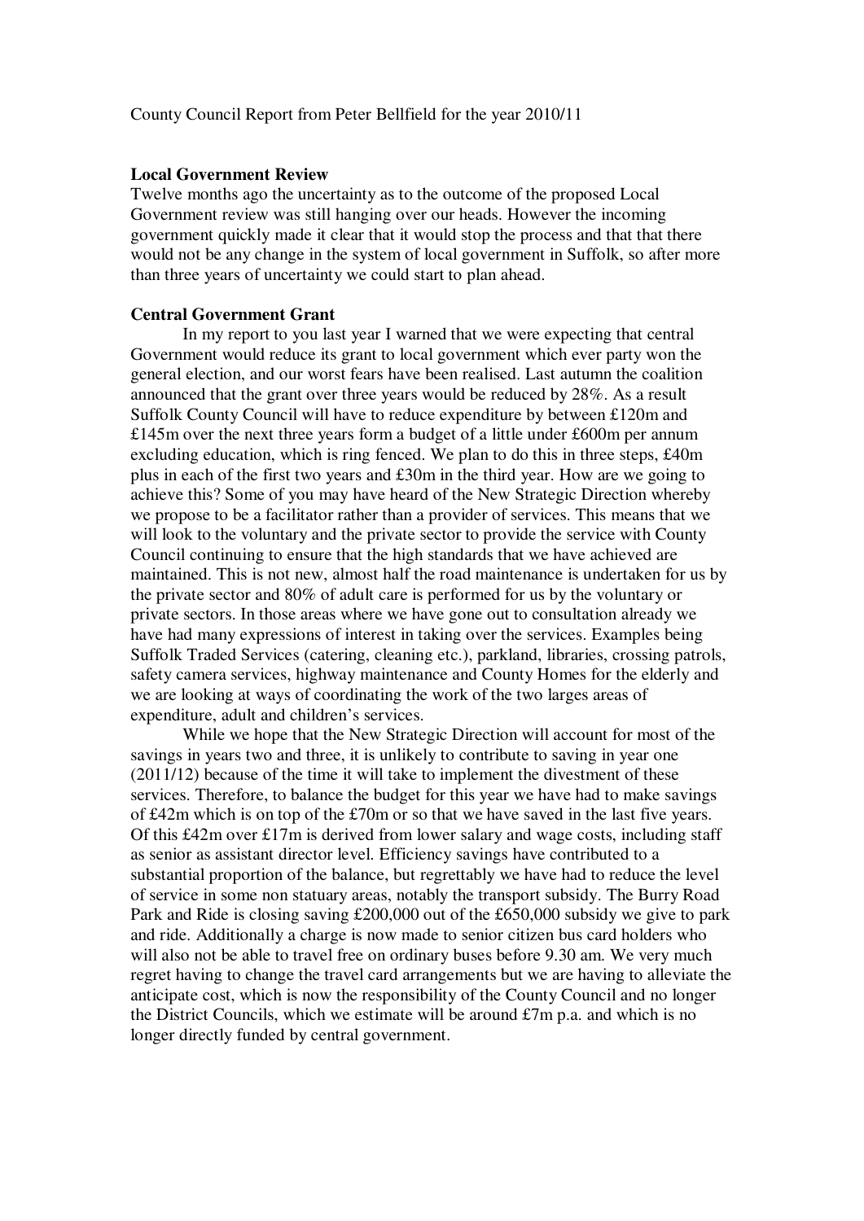County Council Report from Peter Bellfield for the year 2010/11

**Local Government Review**

Twelve months ago the uncertainty as to the outcome of the proposed Local Government review was still hanging over our heads. However the incoming government quickly made it clear that it would stop the process and that that there would not be any change in the system of local government in Suffolk, so after more than three years of uncertainty we could start to plan ahead.

**Central Government Grant**

In my report to you last year I warned that we were expecting that central Government would reduce its grant to local government which ever party won the general election, and our worst fears have been realised. Last autumn the coalition announced that the grant over three years would be reduced by 28%. As a result Suffolk County Council will have to reduce expenditure by between £120m and £145m over the next three years form a budget of a little under £600m per annum excluding education, which is ring fenced. We plan to do this in three steps, £40m plus in each of the first two years and £30m in the third year. How are we going to achieve this? Some of you may have heard of the New Strategic Direction whereby we propose to be a facilitator rather than a provider of services. This means that we will look to the voluntary and the private sector to provide the service with County Council continuing to ensure that the high standards that we have achieved are maintained. This is not new, almost half the road maintenance is undertaken for us by the private sector and 80% of adult care is performed for us by the voluntary or private sectors. In those areas where we have gone out to consultation already we have had many expressions of interest in taking over the services. Examples being Suffolk Traded Services (catering, cleaning etc.), parkland, libraries, crossing patrols, safety camera services, highway maintenance and County Homes for the elderly and we are looking at ways of coordinating the work of the two larges areas of expenditure, adult and children's services.

While we hope that the New Strategic Direction will account for most of the savings in years two and three, it is unlikely to contribute to saving in year one (2011/12) because of the time it will take to implement the divestment of these services. Therefore, to balance the budget for this year we have had to make savings of £42m which is on top of the £70m or so that we have saved in the last five years. Of this £42m over £17m is derived from lower salary and wage costs, including staff as senior as assistant director level. Efficiency savings have contributed to a substantial proportion of the balance, but regrettably we have had to reduce the level of service in some non statuary areas, notably the transport subsidy. The Burry Road Park and Ride is closing saving £200,000 out of the £650,000 subsidy we give to park and ride. Additionally a charge is now made to senior citizen bus card holders who will also not be able to travel free on ordinary buses before 9.30 am. We very much regret having to change the travel card arrangements but we are having to alleviate the anticipate cost, which is now the responsibility of the County Council and no longer the District Councils, which we estimate will be around £7m p.a. and which is no longer directly funded by central government.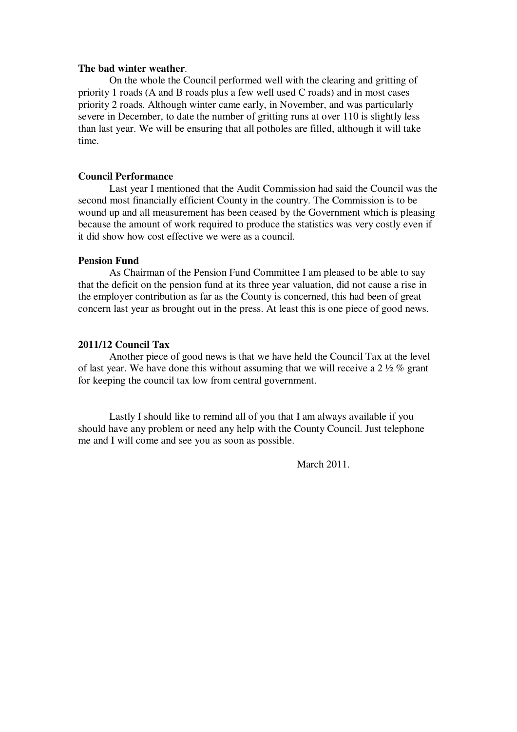**The bad winter weather**.

On the whole the Council performed well with the clearing and gritting of priority 1 roads (A and B roads plus a few well used C roads) and in most cases priority 2 roads. Although winter came early, in November, and was particularly severe in December, to date the number of gritting runs at over 110 is slightly less than last year. We will be ensuring that all potholes are filled, although it will take time.

**Council Performance**

Last year I mentioned that the Audit Commission had said the Council was the second most financially efficient County in the country. The Commission is to be wound up and all measurement has been ceased by the Government which is pleasing because the amount of work required to produce the statistics was very costly even if it did show how cost effective we were as a council.

**Pension Fund**

As Chairman of the Pension Fund Committee I am pleased to be able to say that the deficit on the pension fund at its three year valuation, did not cause a rise in the employer contribution as far as the County is concerned, this had been of great concern last year as brought out in the press. At least this is one piece of good news.

**2011/12 Council Tax**

Another piece of good news is that we have held the Council Tax at the level of last year. We have done this without assuming that we will receive a 2 ½ % grant for keeping the council tax low from central government.

Lastly I should like to remind all of you that I am always available if you should have any problem or need any help with the County Council. Just telephone me and I will come and see you as soon as possible.

March 2011.